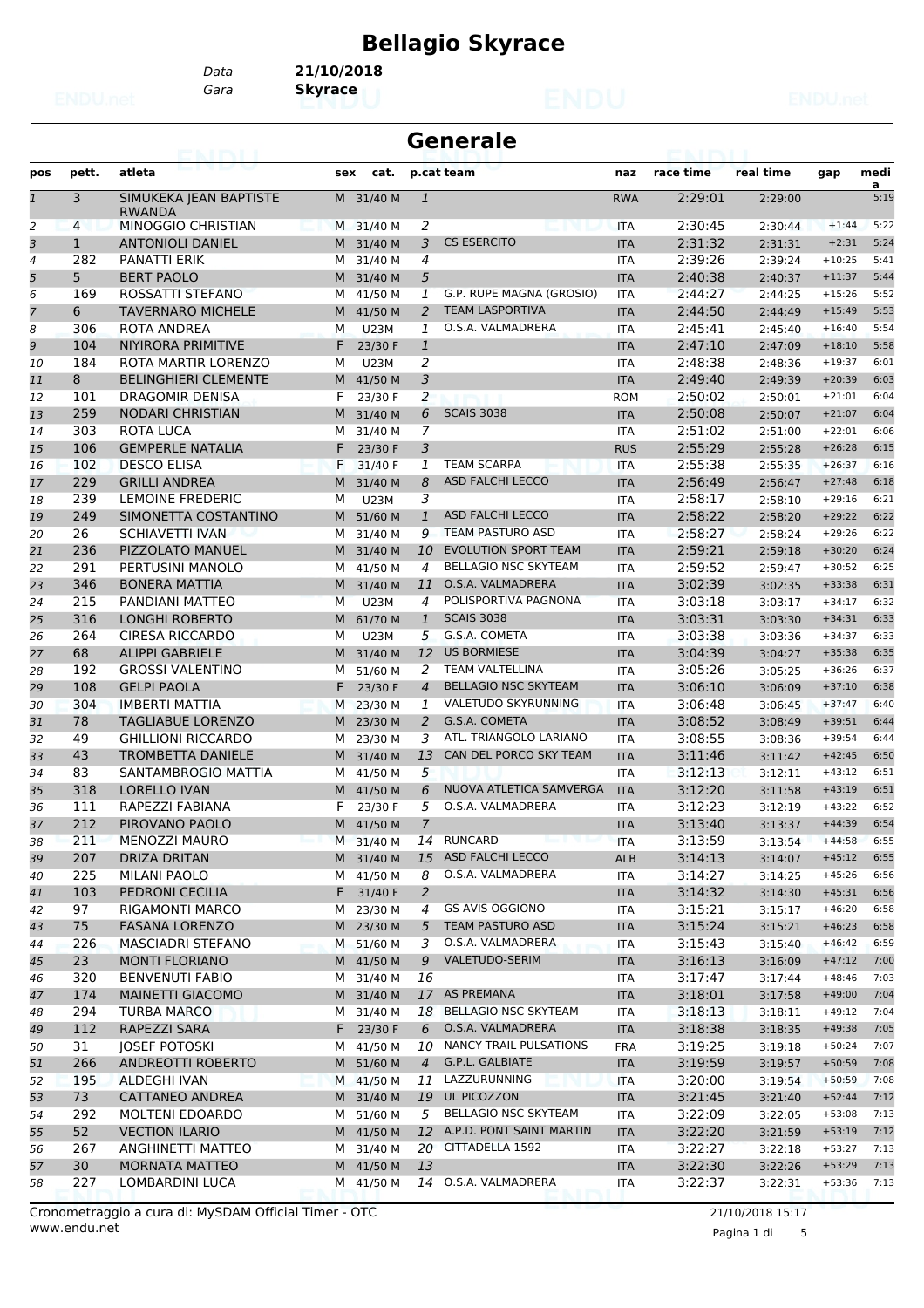# Bellagio Skyrace

Data **21/10/2018**
Gara **Skyrace**

## Generale

| pos | pett. | atleta | sex | cat. | p.cat | team | naz | race time | real time | gap | media |
|---|---|---|---|---|---|---|---|---|---|---|---|
| 1 | 3 | SIMUKEKA JEAN BAPTISTE RWANDA | M | 31/40 M | 1 | | RWA | 2:29:01 | 2:29:00 | | 5:19 |
| 2 | 4 | MINOGGIO CHRISTIAN | M | 31/40 M | 2 | | ITA | 2:30:45 | 2:30:44 | +1:44 | 5:22 |
| 3 | 1 | ANTONIOLI DANIEL | M | 31/40 M | 3 | CS ESERCITO | ITA | 2:31:32 | 2:31:31 | +2:31 | 5:24 |
| 4 | 282 | PANATTI ERIK | M | 31/40 M | 4 | | ITA | 2:39:26 | 2:39:24 | +10:25 | 5:41 |
| 5 | 5 | BERT PAOLO | M | 31/40 M | 5 | | ITA | 2:40:38 | 2:40:37 | +11:37 | 5:44 |
| 6 | 169 | ROSSATTI STEFANO | M | 41/50 M | 1 | G.P. RUPE MAGNA (GROSIO) | ITA | 2:44:27 | 2:44:25 | +15:26 | 5:52 |
| 7 | 6 | TAVERNARO MICHELE | M | 41/50 M | 2 | TEAM LASPORTIVA | ITA | 2:44:50 | 2:44:49 | +15:49 | 5:53 |
| 8 | 306 | ROTA ANDREA | M | U23M | 1 | O.S.A. VALMADRERA | ITA | 2:45:41 | 2:45:40 | +16:40 | 5:54 |
| 9 | 104 | NIYIRORA PRIMITIVE | F | 23/30 F | 1 | | ITA | 2:47:10 | 2:47:09 | +18:10 | 5:58 |
| 10 | 184 | ROTA MARTIR LORENZO | M | U23M | 2 | | ITA | 2:48:38 | 2:48:36 | +19:37 | 6:01 |
| 11 | 8 | BELINGHIERI CLEMENTE | M | 41/50 M | 3 | | ITA | 2:49:40 | 2:49:39 | +20:39 | 6:03 |
| 12 | 101 | DRAGOMIR DENISA | F | 23/30 F | 2 | | ROM | 2:50:02 | 2:50:01 | +21:01 | 6:04 |
| 13 | 259 | NODARI CHRISTIAN | M | 31/40 M | 6 | SCAIS 3038 | ITA | 2:50:08 | 2:50:07 | +21:07 | 6:04 |
| 14 | 303 | ROTA LUCA | M | 31/40 M | 7 | | ITA | 2:51:02 | 2:51:00 | +22:01 | 6:06 |
| 15 | 106 | GEMPERLE NATALIA | F | 23/30 F | 3 | | RUS | 2:55:29 | 2:55:28 | +26:28 | 6:15 |
| 16 | 102 | DESCO ELISA | F | 31/40 F | 1 | TEAM SCARPA | ITA | 2:55:38 | 2:55:35 | +26:37 | 6:16 |
| 17 | 229 | GRILLI ANDREA | M | 31/40 M | 8 | ASD FALCHI LECCO | ITA | 2:56:49 | 2:56:47 | +27:48 | 6:18 |
| 18 | 239 | LEMOINE FREDERIC | M | U23M | 3 | | ITA | 2:58:17 | 2:58:10 | +29:16 | 6:21 |
| 19 | 249 | SIMONETTA COSTANTINO | M | 51/60 M | 1 | ASD FALCHI LECCO | ITA | 2:58:22 | 2:58:20 | +29:22 | 6:22 |
| 20 | 26 | SCHIAVETTI IVAN | M | 31/40 M | 9 | TEAM PASTURO ASD | ITA | 2:58:27 | 2:58:24 | +29:26 | 6:22 |
| 21 | 236 | PIZZOLATO MANUEL | M | 31/40 M | 10 | EVOLUTION SPORT TEAM | ITA | 2:59:21 | 2:59:18 | +30:20 | 6:24 |
| 22 | 291 | PERTUSINI MANOLO | M | 41/50 M | 4 | BELLAGIO NSC SKYTEAM | ITA | 2:59:52 | 2:59:47 | +30:52 | 6:25 |
| 23 | 346 | BONERA MATTIA | M | 31/40 M | 11 | O.S.A. VALMADRERA | ITA | 3:02:39 | 3:02:35 | +33:38 | 6:31 |
| 24 | 215 | PANDIANI MATTEO | M | U23M | 4 | POLISPORTIVA PAGNONA | ITA | 3:03:18 | 3:03:17 | +34:17 | 6:32 |
| 25 | 316 | LONGHI ROBERTO | M | 61/70 M | 1 | SCAIS 3038 | ITA | 3:03:31 | 3:03:30 | +34:31 | 6:33 |
| 26 | 264 | CIRESA RICCARDO | M | U23M | 5 | G.S.A. COMETA | ITA | 3:03:38 | 3:03:36 | +34:37 | 6:33 |
| 27 | 68 | ALIPPI GABRIELE | M | 31/40 M | 12 | US BORMIESE | ITA | 3:04:39 | 3:04:27 | +35:38 | 6:35 |
| 28 | 192 | GROSSI VALENTINO | M | 51/60 M | 2 | TEAM VALTELLINA | ITA | 3:05:26 | 3:05:25 | +36:26 | 6:37 |
| 29 | 108 | GELPI PAOLA | F | 23/30 F | 4 | BELLAGIO NSC SKYTEAM | ITA | 3:06:10 | 3:06:09 | +37:10 | 6:38 |
| 30 | 304 | IMBERTI MATTIA | M | 23/30 M | 1 | VALETUDO SKYRUNNING | ITA | 3:06:48 | 3:06:45 | +37:47 | 6:40 |
| 31 | 78 | TAGLIABUE LORENZO | M | 23/30 M | 2 | G.S.A. COMETA | ITA | 3:08:52 | 3:08:49 | +39:51 | 6:44 |
| 32 | 49 | GHILLIONI RICCARDO | M | 23/30 M | 3 | ATL. TRIANGOLO LARIANO | ITA | 3:08:55 | 3:08:36 | +39:54 | 6:44 |
| 33 | 43 | TROMBETTA DANIELE | M | 31/40 M | 13 | CAN DEL PORCO SKY TEAM | ITA | 3:11:46 | 3:11:42 | +42:45 | 6:50 |
| 34 | 83 | SANTAMBROGIO MATTIA | M | 41/50 M | 5 | | ITA | 3:12:13 | 3:12:11 | +43:12 | 6:51 |
| 35 | 318 | LORELLO IVAN | M | 41/50 M | 6 | NUOVA ATLETICA SAMVERGA | ITA | 3:12:20 | 3:11:58 | +43:19 | 6:51 |
| 36 | 111 | RAPEZZI FABIANA | F | 23/30 F | 5 | O.S.A. VALMADRERA | ITA | 3:12:23 | 3:12:19 | +43:22 | 6:52 |
| 37 | 212 | PIROVANO PAOLO | M | 41/50 M | 7 | | ITA | 3:13:40 | 3:13:37 | +44:39 | 6:54 |
| 38 | 211 | MENOZZI MAURO | M | 31/40 M | 14 | RUNCARD | ITA | 3:13:59 | 3:13:54 | +44:58 | 6:55 |
| 39 | 207 | DRIZA DRITAN | M | 31/40 M | 15 | ASD FALCHI LECCO | ALB | 3:14:13 | 3:14:07 | +45:12 | 6:55 |
| 40 | 225 | MILANI PAOLO | M | 41/50 M | 8 | O.S.A. VALMADRERA | ITA | 3:14:27 | 3:14:25 | +45:26 | 6:56 |
| 41 | 103 | PEDRONI CECILIA | F | 31/40 F | 2 | | ITA | 3:14:32 | 3:14:30 | +45:31 | 6:56 |
| 42 | 97 | RIGAMONTI MARCO | M | 23/30 M | 4 | GS AVIS OGGIONO | ITA | 3:15:21 | 3:15:17 | +46:20 | 6:58 |
| 43 | 75 | FASANA LORENZO | M | 23/30 M | 5 | TEAM PASTURO ASD | ITA | 3:15:24 | 3:15:21 | +46:23 | 6:58 |
| 44 | 226 | MASCIADRI STEFANO | M | 51/60 M | 3 | O.S.A. VALMADRERA | ITA | 3:15:43 | 3:15:40 | +46:42 | 6:59 |
| 45 | 23 | MONTI FLORIANO | M | 41/50 M | 9 | VALETUDO-SERIM | ITA | 3:16:13 | 3:16:09 | +47:12 | 7:00 |
| 46 | 320 | BENVENUTI FABIO | M | 31/40 M | 16 | | ITA | 3:17:47 | 3:17:44 | +48:46 | 7:03 |
| 47 | 174 | MAINETTI GIACOMO | M | 31/40 M | 17 | AS PREMANA | ITA | 3:18:01 | 3:17:58 | +49:00 | 7:04 |
| 48 | 294 | TURBA MARCO | M | 31/40 M | 18 | BELLAGIO NSC SKYTEAM | ITA | 3:18:13 | 3:18:11 | +49:12 | 7:04 |
| 49 | 112 | RAPEZZI SARA | F | 23/30 F | 6 | O.S.A. VALMADRERA | ITA | 3:18:38 | 3:18:35 | +49:38 | 7:05 |
| 50 | 31 | JOSEF POTOSKI | M | 41/50 M | 10 | NANCY TRAIL PULSATIONS | FRA | 3:19:25 | 3:19:18 | +50:24 | 7:07 |
| 51 | 266 | ANDREOTTI ROBERTO | M | 51/60 M | 4 | G.P.L. GALBIATE | ITA | 3:19:59 | 3:19:57 | +50:59 | 7:08 |
| 52 | 195 | ALDEGHI IVAN | M | 41/50 M | 11 | LAZZURUNNING | ITA | 3:20:00 | 3:19:54 | +50:59 | 7:08 |
| 53 | 73 | CATTANEO ANDREA | M | 31/40 M | 19 | UL PICOZZON | ITA | 3:21:45 | 3:21:40 | +52:44 | 7:12 |
| 54 | 292 | MOLTENI EDOARDO | M | 51/60 M | 5 | BELLAGIO NSC SKYTEAM | ITA | 3:22:09 | 3:22:05 | +53:08 | 7:13 |
| 55 | 52 | VECTION ILARIO | M | 41/50 M | 12 | A.P.D. PONT SAINT MARTIN | ITA | 3:22:20 | 3:21:59 | +53:19 | 7:12 |
| 56 | 267 | ANGHINETTI MATTEO | M | 31/40 M | 20 | CITTADELLA 1592 | ITA | 3:22:27 | 3:22:18 | +53:27 | 7:13 |
| 57 | 30 | MORNATA MATTEO | M | 41/50 M | 13 | | ITA | 3:22:30 | 3:22:26 | +53:29 | 7:13 |
| 58 | 227 | LOMBARDINI LUCA | M | 41/50 M | 14 | O.S.A. VALMADRERA | ITA | 3:22:37 | 3:22:31 | +53:36 | 7:13 |

Cronometraggio a cura di: MySDAM Official Timer - OTC
www.endu.net
21/10/2018 15:17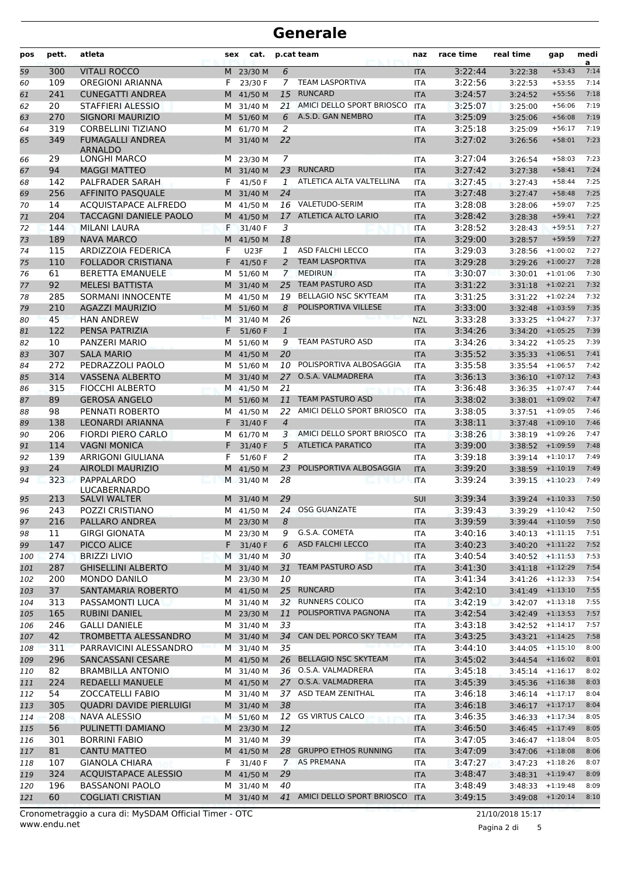# Generale

| pos | pett. | atleta | sex | cat. | p.cat | team | naz | race time | real time | gap | media |
|---|---|---|---|---|---|---|---|---|---|---|---|
| 59 | 300 | VITALI ROCCO | M | 23/30 M | 6 | | ITA | 3:22:44 | 3:22:38 | +53:43 | 7:14 |
| 60 | 109 | OREGIONI ARIANNA | F | 23/30 F | 7 | TEAM LASPORTIVA | ITA | 3:22:56 | 3:22:53 | +53:55 | 7:14 |
| 61 | 241 | CUNEGATTI ANDREA | M | 41/50 M | 15 | RUNCARD | ITA | 3:24:57 | 3:24:52 | +55:56 | 7:18 |
| 62 | 20 | STAFFIERI ALESSIO | M | 31/40 M | 21 | AMICI DELLO SPORT BRIOSCO | ITA | 3:25:07 | 3:25:00 | +56:06 | 7:19 |
| 63 | 270 | SIGNORI MAURIZIO | M | 51/60 M | 6 | A.S.D. GAN NEMBRO | ITA | 3:25:09 | 3:25:06 | +56:08 | 7:19 |
| 64 | 319 | CORBELLINI TIZIANO | M | 61/70 M | 2 | | ITA | 3:25:18 | 3:25:09 | +56:17 | 7:19 |
| 65 | 349 | FUMAGALLI ANDREA ARNALDO | M | 31/40 M | 22 | | ITA | 3:27:02 | 3:26:56 | +58:01 | 7:23 |
| 66 | 29 | LONGHI MARCO | M | 23/30 M | 7 | | ITA | 3:27:04 | 3:26:54 | +58:03 | 7:23 |
| 67 | 94 | MAGGI MATTEO | M | 31/40 M | 23 | RUNCARD | ITA | 3:27:42 | 3:27:38 | +58:41 | 7:24 |
| 68 | 142 | PALFRADER SARAH | F | 41/50 F | 1 | ATLETICA ALTA VALTELLINA | ITA | 3:27:45 | 3:27:43 | +58:44 | 7:25 |
| 69 | 256 | AFFINITO PASQUALE | M | 31/40 M | 24 | | ITA | 3:27:48 | 3:27:47 | +58:48 | 7:25 |
| 70 | 14 | ACQUISTAPACE ALFREDO | M | 41/50 M | 16 | VALETUDO-SERIM | ITA | 3:28:08 | 3:28:06 | +59:07 | 7:25 |
| 71 | 204 | TACCAGNI DANIELE PAOLO | M | 41/50 M | 17 | ATLETICA ALTO LARIO | ITA | 3:28:42 | 3:28:38 | +59:41 | 7:27 |
| 72 | 144 | MILANI LAURA | F | 31/40 F | 3 | | ITA | 3:28:52 | 3:28:43 | +59:51 | 7:27 |
| 73 | 189 | NAVA MARCO | M | 41/50 M | 18 | | ITA | 3:29:00 | 3:28:57 | +59:59 | 7:27 |
| 74 | 115 | ARDIZZOIA FEDERICA | F | U23F | 1 | ASD FALCHI LECCO | ITA | 3:29:03 | 3:28:56 | +1:00:02 | 7:27 |
| 75 | 110 | FOLLADOR CRISTIANA | F | 41/50 F | 2 | TEAM LASPORTIVA | ITA | 3:29:28 | 3:29:26 | +1:00:27 | 7:28 |
| 76 | 61 | BERETTA EMANUELE | M | 51/60 M | 7 | MEDIRUN | ITA | 3:30:07 | 3:30:01 | +1:01:06 | 7:30 |
| 77 | 92 | MELESI BATTISTA | M | 31/40 M | 25 | TEAM PASTURO ASD | ITA | 3:31:22 | 3:31:18 | +1:02:21 | 7:32 |
| 78 | 285 | SORMANI INNOCENTE | M | 41/50 M | 19 | BELLAGIO NSC SKYTEAM | ITA | 3:31:25 | 3:31:22 | +1:02:24 | 7:32 |
| 79 | 210 | AGAZZI MAURIZIO | M | 51/60 M | 8 | POLISPORTIVA VILLESE | ITA | 3:33:00 | 3:32:48 | +1:03:59 | 7:35 |
| 80 | 45 | HAN ANDREW | M | 31/40 M | 26 | | NZL | 3:33:28 | 3:33:25 | +1:04:27 | 7:37 |
| 81 | 122 | PENSA PATRIZIA | F | 51/60 F | 1 | | ITA | 3:34:26 | 3:34:20 | +1:05:25 | 7:39 |
| 82 | 10 | PANZERI MARIO | M | 51/60 M | 9 | TEAM PASTURO ASD | ITA | 3:34:26 | 3:34:22 | +1:05:25 | 7:39 |
| 83 | 307 | SALA MARIO | M | 41/50 M | 20 | | ITA | 3:35:52 | 3:35:33 | +1:06:51 | 7:41 |
| 84 | 272 | PEDRAZZOLI PAOLO | M | 51/60 M | 10 | POLISPORTIVA ALBOSAGGIA | ITA | 3:35:58 | 3:35:54 | +1:06:57 | 7:42 |
| 85 | 314 | VASSENA ALBERTO | M | 31/40 M | 27 | O.S.A. VALMADRERA | ITA | 3:36:13 | 3:36:10 | +1:07:12 | 7:43 |
| 86 | 315 | FIOCCHI ALBERTO | M | 41/50 M | 21 | | ITA | 3:36:48 | 3:36:35 | +1:07:47 | 7:44 |
| 87 | 89 | GEROSA ANGELO | M | 51/60 M | 11 | TEAM PASTURO ASD | ITA | 3:38:02 | 3:38:01 | +1:09:02 | 7:47 |
| 88 | 98 | PENNATI ROBERTO | M | 41/50 M | 22 | AMICI DELLO SPORT BRIOSCO | ITA | 3:38:05 | 3:37:51 | +1:09:05 | 7:46 |
| 89 | 138 | LEONARDI ARIANNA | F | 31/40 F | 4 | | ITA | 3:38:11 | 3:37:48 | +1:09:10 | 7:46 |
| 90 | 206 | FIORDI PIERO CARLO | M | 61/70 M | 3 | AMICI DELLO SPORT BRIOSCO | ITA | 3:38:26 | 3:38:19 | +1:09:26 | 7:47 |
| 91 | 114 | VAGNI MONICA | F | 31/40 F | 5 | ATLETICA PARATICO | ITA | 3:39:00 | 3:38:52 | +1:09:59 | 7:48 |
| 92 | 139 | ARRIGONI GIULIANA | F | 51/60 F | 2 | | ITA | 3:39:18 | 3:39:14 | +1:10:17 | 7:49 |
| 93 | 24 | AIROLDI MAURIZIO | M | 41/50 M | 23 | POLISPORTIVA ALBOSAGGIA | ITA | 3:39:20 | 3:38:59 | +1:10:19 | 7:49 |
| 94 | 323 | PAPPALARDO LUCABERNARDO | M | 31/40 M | 28 | | ITA | 3:39:24 | 3:39:15 | +1:10:23 | 7:49 |
| 95 | 213 | SALVI WALTER | M | 31/40 M | 29 | | SUI | 3:39:34 | 3:39:24 | +1:10:33 | 7:50 |
| 96 | 243 | POZZI CRISTIANO | M | 41/50 M | 24 | OSG GUANZATE | ITA | 3:39:43 | 3:39:29 | +1:10:42 | 7:50 |
| 97 | 216 | PALLARO ANDREA | M | 23/30 M | 8 | | ITA | 3:39:59 | 3:39:44 | +1:10:59 | 7:50 |
| 98 | 11 | GIRGI GIONATA | M | 23/30 M | 9 | G.S.A. COMETA | ITA | 3:40:16 | 3:40:13 | +1:11:15 | 7:51 |
| 99 | 147 | PICCO ALICE | F | 31/40 F | 6 | ASD FALCHI LECCO | ITA | 3:40:23 | 3:40:20 | +1:11:22 | 7:52 |
| 100 | 274 | BRIZZI LIVIO | M | 31/40 M | 30 | | ITA | 3:40:54 | 3:40:52 | +1:11:53 | 7:53 |
| 101 | 287 | GHISELLINI ALBERTO | M | 31/40 M | 31 | TEAM PASTURO ASD | ITA | 3:41:30 | 3:41:18 | +1:12:29 | 7:54 |
| 102 | 200 | MONDO DANILO | M | 23/30 M | 10 | | ITA | 3:41:34 | 3:41:26 | +1:12:33 | 7:54 |
| 103 | 37 | SANTAMARIA ROBERTO | M | 41/50 M | 25 | RUNCARD | ITA | 3:42:10 | 3:41:49 | +1:13:10 | 7:55 |
| 104 | 313 | PASSAMONTI LUCA | M | 31/40 M | 32 | RUNNERS COLICO | ITA | 3:42:19 | 3:42:07 | +1:13:18 | 7:55 |
| 105 | 165 | RUBINI DANIEL | M | 23/30 M | 11 | POLISPORTIVA PAGNONA | ITA | 3:42:54 | 3:42:49 | +1:13:53 | 7:57 |
| 106 | 246 | GALLI DANIELE | M | 31/40 M | 33 | | ITA | 3:43:18 | 3:42:52 | +1:14:17 | 7:57 |
| 107 | 42 | TROMBETTA ALESSANDRO | M | 31/40 M | 34 | CAN DEL PORCO SKY TEAM | ITA | 3:43:25 | 3:43:21 | +1:14:25 | 7:58 |
| 108 | 311 | PARRAVICINI ALESSANDRO | M | 31/40 M | 35 | | ITA | 3:44:10 | 3:44:05 | +1:15:10 | 8:00 |
| 109 | 296 | SANCASSANI CESARE | M | 41/50 M | 26 | BELLAGIO NSC SKYTEAM | ITA | 3:45:02 | 3:44:54 | +1:16:02 | 8:01 |
| 110 | 82 | BRAMBILLA ANTONIO | M | 31/40 M | 36 | O.S.A. VALMADRERA | ITA | 3:45:18 | 3:45:14 | +1:16:17 | 8:02 |
| 111 | 224 | REDAELLI MANUELE | M | 41/50 M | 27 | O.S.A. VALMADRERA | ITA | 3:45:39 | 3:45:36 | +1:16:38 | 8:03 |
| 112 | 54 | ZOCCATELLI FABIO | M | 31/40 M | 37 | ASD TEAM ZENITHAL | ITA | 3:46:18 | 3:46:14 | +1:17:17 | 8:04 |
| 113 | 305 | QUADRI DAVIDE PIERLUIGI | M | 31/40 M | 38 | | ITA | 3:46:18 | 3:46:17 | +1:17:17 | 8:04 |
| 114 | 208 | NAVA ALESSIO | M | 51/60 M | 12 | GS VIRTUS CALCO | ITA | 3:46:35 | 3:46:33 | +1:17:34 | 8:05 |
| 115 | 56 | PULINETTI DAMIANO | M | 23/30 M | 12 | | ITA | 3:46:50 | 3:46:45 | +1:17:49 | 8:05 |
| 116 | 301 | BORRINI FABIO | M | 31/40 M | 39 | | ITA | 3:47:05 | 3:46:47 | +1:18:04 | 8:05 |
| 117 | 81 | CANTU MATTEO | M | 41/50 M | 28 | GRUPPO ETHOS RUNNING | ITA | 3:47:09 | 3:47:06 | +1:18:08 | 8:06 |
| 118 | 107 | GIANOLA CHIARA | F | 31/40 F | 7 | AS PREMANA | ITA | 3:47:27 | 3:47:23 | +1:18:26 | 8:07 |
| 119 | 324 | ACQUISTAPACE ALESSIO | M | 41/50 M | 29 | | ITA | 3:48:47 | 3:48:31 | +1:19:47 | 8:09 |
| 120 | 196 | BASSANONI PAOLO | M | 31/40 M | 40 | | ITA | 3:48:49 | 3:48:33 | +1:19:48 | 8:09 |
| 121 | 60 | COGLIATI CRISTIAN | M | 31/40 M | 41 | AMICI DELLO SPORT BRIOSCO | ITA | 3:49:15 | 3:49:08 | +1:20:14 | 8:10 |

Cronometraggio a cura di: MySDAM Official Timer - OTC
www.endu.net

21/10/2018 15:17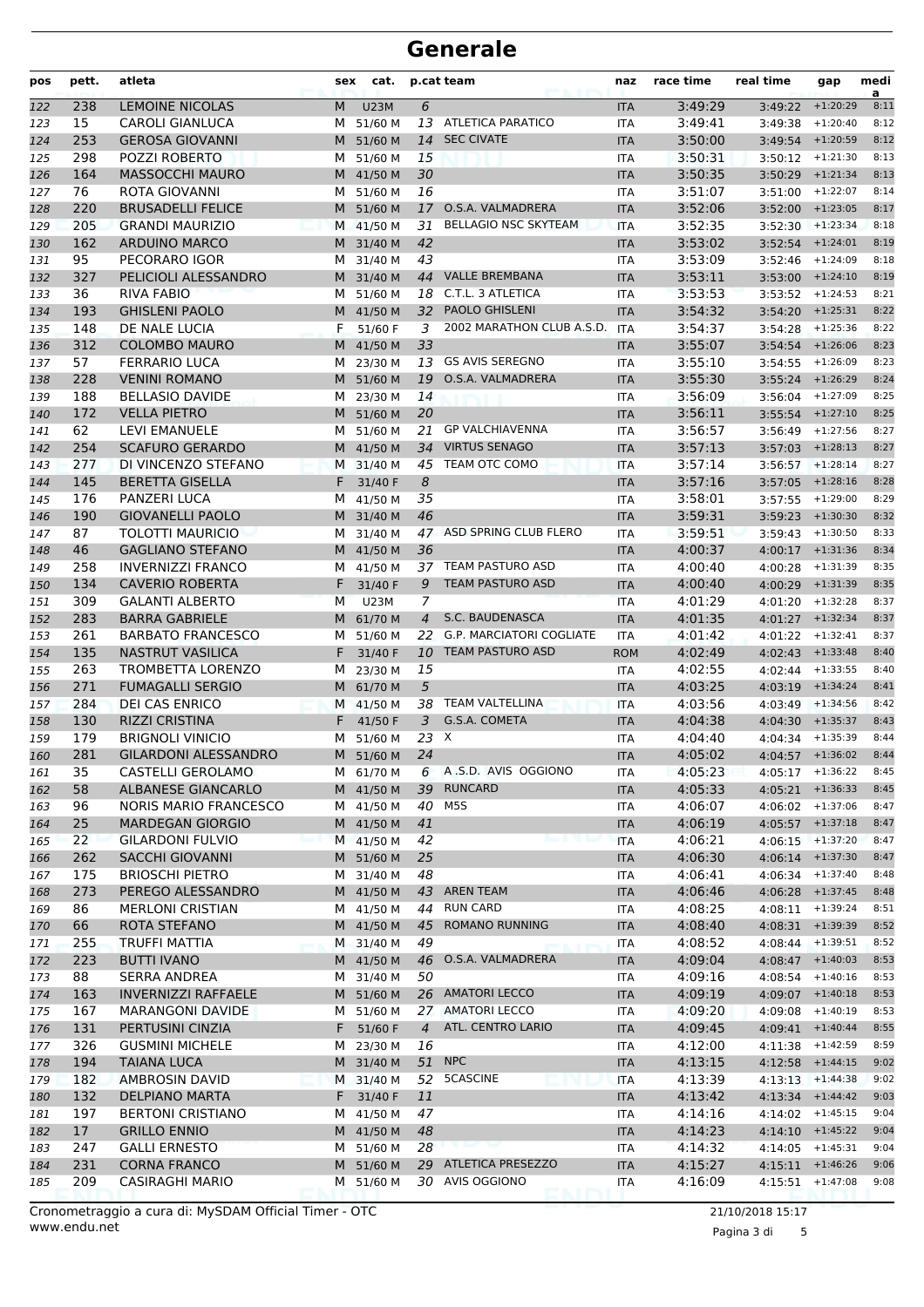# Generale

| pos | pett. | atleta | sex | cat. | p.cat | team | naz | race time | real time | gap | media |
|---|---|---|---|---|---|---|---|---|---|---|---|
| 122 | 238 | LEMOINE NICOLAS | M | U23M | 6 | | ITA | 3:49:29 | 3:49:22 | +1:20:29 | 8:11 |
| 123 | 15 | CAROLI GIANLUCA | M | 51/60 M | 13 | ATLETICA PARATICO | ITA | 3:49:41 | 3:49:38 | +1:20:40 | 8:12 |
| 124 | 253 | GEROSA GIOVANNI | M | 51/60 M | 14 | SEC CIVATE | ITA | 3:50:00 | 3:49:54 | +1:20:59 | 8:12 |
| 125 | 298 | POZZI ROBERTO | M | 51/60 M | 15 | | ITA | 3:50:31 | 3:50:12 | +1:21:30 | 8:13 |
| 126 | 164 | MASSOCCHI MAURO | M | 41/50 M | 30 | | ITA | 3:50:35 | 3:50:29 | +1:21:34 | 8:13 |
| 127 | 76 | ROTA GIOVANNI | M | 51/60 M | 16 | | ITA | 3:51:07 | 3:51:00 | +1:22:07 | 8:14 |
| 128 | 220 | BRUSADELLI FELICE | M | 51/60 M | 17 | O.S.A. VALMADRERA | ITA | 3:52:06 | 3:52:00 | +1:23:05 | 8:17 |
| 129 | 205 | GRANDI MAURIZIO | M | 41/50 M | 31 | BELLAGIO NSC SKYTEAM | ITA | 3:52:35 | 3:52:30 | +1:23:34 | 8:18 |
| 130 | 162 | ARDUINO MARCO | M | 31/40 M | 42 | | ITA | 3:53:02 | 3:52:54 | +1:24:01 | 8:19 |
| 131 | 95 | PECORARO IGOR | M | 31/40 M | 43 | | ITA | 3:53:09 | 3:52:46 | +1:24:09 | 8:18 |
| 132 | 327 | PELICIOLI ALESSANDRO | M | 31/40 M | 44 | VALLE BREMBANA | ITA | 3:53:11 | 3:53:00 | +1:24:10 | 8:19 |
| 133 | 36 | RIVA FABIO | M | 51/60 M | 18 | C.T.L. 3 ATLETICA | ITA | 3:53:53 | 3:53:52 | +1:24:53 | 8:21 |
| 134 | 193 | GHISLENI PAOLO | M | 41/50 M | 32 | PAOLO GHISLENI | ITA | 3:54:32 | 3:54:20 | +1:25:31 | 8:22 |
| 135 | 148 | DE NALE LUCIA | F | 51/60 F | 3 | 2002 MARATHON CLUB A.S.D. | ITA | 3:54:37 | 3:54:28 | +1:25:36 | 8:22 |
| 136 | 312 | COLOMBO MAURO | M | 41/50 M | 33 | | ITA | 3:55:07 | 3:54:54 | +1:26:06 | 8:23 |
| 137 | 57 | FERRARIO LUCA | M | 23/30 M | 13 | GS AVIS SEREGNO | ITA | 3:55:10 | 3:54:55 | +1:26:09 | 8:23 |
| 138 | 228 | VENINI ROMANO | M | 51/60 M | 19 | O.S.A. VALMADRERA | ITA | 3:55:30 | 3:55:24 | +1:26:29 | 8:24 |
| 139 | 188 | BELLASIO DAVIDE | M | 23/30 M | 14 | | ITA | 3:56:09 | 3:56:04 | +1:27:09 | 8:25 |
| 140 | 172 | VELLA PIETRO | M | 51/60 M | 20 | | ITA | 3:56:11 | 3:55:54 | +1:27:10 | 8:25 |
| 141 | 62 | LEVI EMANUELE | M | 51/60 M | 21 | GP VALCHIAVENNA | ITA | 3:56:57 | 3:56:49 | +1:27:56 | 8:27 |
| 142 | 254 | SCAFURO GERARDO | M | 41/50 M | 34 | VIRTUS SENAGO | ITA | 3:57:13 | 3:57:03 | +1:28:13 | 8:27 |
| 143 | 277 | DI VINCENZO STEFANO | M | 31/40 M | 45 | TEAM OTC COMO | ITA | 3:57:14 | 3:56:57 | +1:28:14 | 8:27 |
| 144 | 145 | BERETTA GISELLA | F | 31/40 F | 8 | | ITA | 3:57:16 | 3:57:05 | +1:28:16 | 8:28 |
| 145 | 176 | PANZERI LUCA | M | 41/50 M | 35 | | ITA | 3:58:01 | 3:57:55 | +1:29:00 | 8:29 |
| 146 | 190 | GIOVANELLI PAOLO | M | 31/40 M | 46 | | ITA | 3:59:31 | 3:59:23 | +1:30:30 | 8:32 |
| 147 | 87 | TOLOTTI MAURICIO | M | 31/40 M | 47 | ASD SPRING CLUB FLERO | ITA | 3:59:51 | 3:59:43 | +1:30:50 | 8:33 |
| 148 | 46 | GAGLIANO STEFANO | M | 41/50 M | 36 | | ITA | 4:00:37 | 4:00:17 | +1:31:36 | 8:34 |
| 149 | 258 | INVERNIZZI FRANCO | M | 41/50 M | 37 | TEAM PASTURO ASD | ITA | 4:00:40 | 4:00:28 | +1:31:39 | 8:35 |
| 150 | 134 | CAVERIO ROBERTA | F | 31/40 F | 9 | TEAM PASTURO ASD | ITA | 4:00:40 | 4:00:29 | +1:31:39 | 8:35 |
| 151 | 309 | GALANTI ALBERTO | M | U23M | 7 | | ITA | 4:01:29 | 4:01:20 | +1:32:28 | 8:37 |
| 152 | 283 | BARRA GABRIELE | M | 61/70 M | 4 | S.C. BAUDENASCA | ITA | 4:01:35 | 4:01:27 | +1:32:34 | 8:37 |
| 153 | 261 | BARBATO FRANCESCO | M | 51/60 M | 22 | G.P. MARCIATORI COGLIATE | ITA | 4:01:42 | 4:01:22 | +1:32:41 | 8:37 |
| 154 | 135 | NASTRUT VASILICA | F | 31/40 F | 10 | TEAM PASTURO ASD | ROM | 4:02:49 | 4:02:43 | +1:33:48 | 8:40 |
| 155 | 263 | TROMBETTA LORENZO | M | 23/30 M | 15 | | ITA | 4:02:55 | 4:02:44 | +1:33:55 | 8:40 |
| 156 | 271 | FUMAGALLI SERGIO | M | 61/70 M | 5 | | ITA | 4:03:25 | 4:03:19 | +1:34:24 | 8:41 |
| 157 | 284 | DEI CAS ENRICO | M | 41/50 M | 38 | TEAM VALTELLINA | ITA | 4:03:56 | 4:03:49 | +1:34:56 | 8:42 |
| 158 | 130 | RIZZI CRISTINA | F | 41/50 F | 3 | G.S.A. COMETA | ITA | 4:04:38 | 4:04:30 | +1:35:37 | 8:43 |
| 159 | 179 | BRIGNOLI VINICIO | M | 51/60 M | 23 | X | ITA | 4:04:40 | 4:04:34 | +1:35:39 | 8:44 |
| 160 | 281 | GILARDONI ALESSANDRO | M | 51/60 M | 24 | | ITA | 4:05:02 | 4:04:57 | +1:36:02 | 8:44 |
| 161 | 35 | CASTELLI GEROLAMO | M | 61/70 M | 6 | A .S.D. AVIS OGGIONO | ITA | 4:05:23 | 4:05:17 | +1:36:22 | 8:45 |
| 162 | 58 | ALBANESE GIANCARLO | M | 41/50 M | 39 | RUNCARD | ITA | 4:05:33 | 4:05:21 | +1:36:33 | 8:45 |
| 163 | 96 | NORIS MARIO FRANCESCO | M | 41/50 M | 40 | M5S | ITA | 4:06:07 | 4:06:02 | +1:37:06 | 8:47 |
| 164 | 25 | MARDEGAN GIORGIO | M | 41/50 M | 41 | | ITA | 4:06:19 | 4:05:57 | +1:37:18 | 8:47 |
| 165 | 22 | GILARDONI FULVIO | M | 41/50 M | 42 | | ITA | 4:06:21 | 4:06:15 | +1:37:20 | 8:47 |
| 166 | 262 | SACCHI GIOVANNI | M | 51/60 M | 25 | | ITA | 4:06:30 | 4:06:14 | +1:37:30 | 8:47 |
| 167 | 175 | BRIOSCHI PIETRO | M | 31/40 M | 48 | | ITA | 4:06:41 | 4:06:34 | +1:37:40 | 8:48 |
| 168 | 273 | PEREGO ALESSANDRO | M | 41/50 M | 43 | AREN TEAM | ITA | 4:06:46 | 4:06:28 | +1:37:45 | 8:48 |
| 169 | 86 | MERLONI CRISTIAN | M | 41/50 M | 44 | RUN CARD | ITA | 4:08:25 | 4:08:11 | +1:39:24 | 8:51 |
| 170 | 66 | ROTA STEFANO | M | 41/50 M | 45 | ROMANO RUNNING | ITA | 4:08:40 | 4:08:31 | +1:39:39 | 8:52 |
| 171 | 255 | TRUFFI MATTIA | M | 31/40 M | 49 | | ITA | 4:08:52 | 4:08:44 | +1:39:51 | 8:52 |
| 172 | 223 | BUTTI IVANO | M | 41/50 M | 46 | O.S.A. VALMADRERA | ITA | 4:09:04 | 4:08:47 | +1:40:03 | 8:53 |
| 173 | 88 | SERRA ANDREA | M | 31/40 M | 50 | | ITA | 4:09:16 | 4:08:54 | +1:40:16 | 8:53 |
| 174 | 163 | INVERNIZZI RAFFAELE | M | 51/60 M | 26 | AMATORI LECCO | ITA | 4:09:19 | 4:09:07 | +1:40:18 | 8:53 |
| 175 | 167 | MARANGONI DAVIDE | M | 51/60 M | 27 | AMATORI LECCO | ITA | 4:09:20 | 4:09:08 | +1:40:19 | 8:53 |
| 176 | 131 | PERTUSINI CINZIA | F | 51/60 F | 4 | ATL. CENTRO LARIO | ITA | 4:09:45 | 4:09:41 | +1:40:44 | 8:55 |
| 177 | 326 | GUSMINI MICHELE | M | 23/30 M | 16 | | ITA | 4:12:00 | 4:11:38 | +1:42:59 | 8:59 |
| 178 | 194 | TAIANA LUCA | M | 31/40 M | 51 | NPC | ITA | 4:13:15 | 4:12:58 | +1:44:15 | 9:02 |
| 179 | 182 | AMBROSIN DAVID | M | 31/40 M | 52 | 5CASCINE | ITA | 4:13:39 | 4:13:13 | +1:44:38 | 9:02 |
| 180 | 132 | DELPIANO MARTA | F | 31/40 F | 11 | | ITA | 4:13:42 | 4:13:34 | +1:44:42 | 9:03 |
| 181 | 197 | BERTONI CRISTIANO | M | 41/50 M | 47 | | ITA | 4:14:16 | 4:14:02 | +1:45:15 | 9:04 |
| 182 | 17 | GRILLO ENNIO | M | 41/50 M | 48 | | ITA | 4:14:23 | 4:14:10 | +1:45:22 | 9:04 |
| 183 | 247 | GALLI ERNESTO | M | 51/60 M | 28 | | ITA | 4:14:32 | 4:14:05 | +1:45:31 | 9:04 |
| 184 | 231 | CORNA FRANCO | M | 51/60 M | 29 | ATLETICA PRESEZZO | ITA | 4:15:27 | 4:15:11 | +1:46:26 | 9:06 |
| 185 | 209 | CASIRAGHI MARIO | M | 51/60 M | 30 | AVIS OGGIONO | ITA | 4:16:09 | 4:15:51 | +1:47:08 | 9:08 |

Cronometraggio a cura di: MySDAM Official Timer - OTC
www.endu.net

21/10/2018 15:17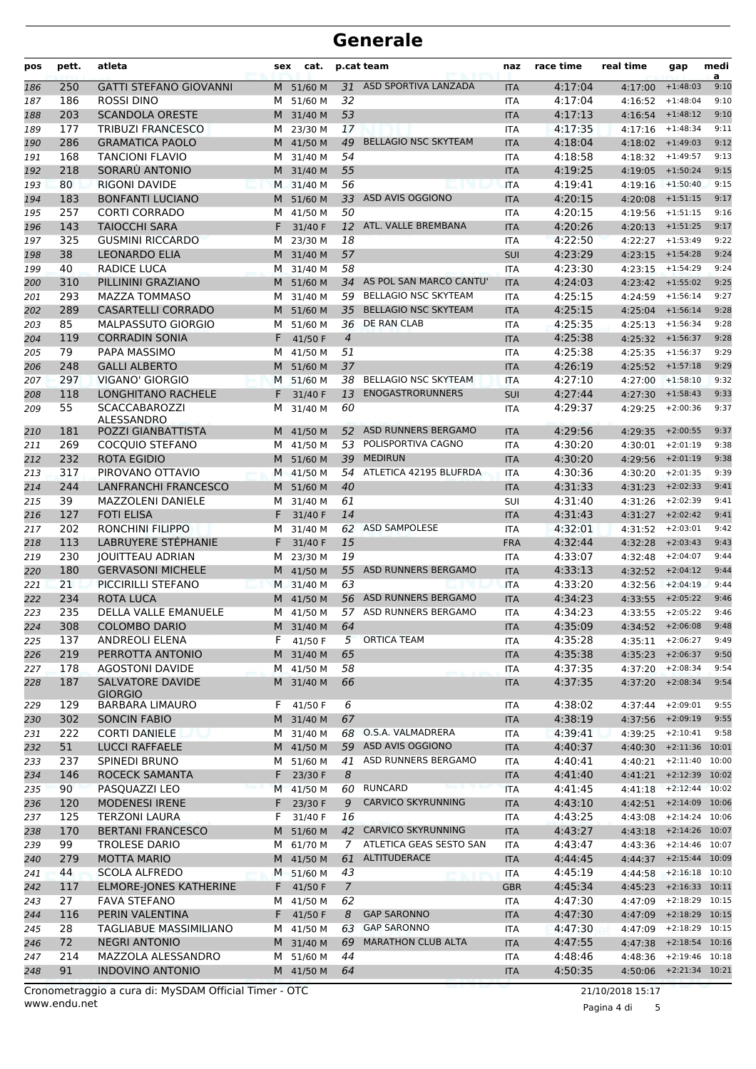# Generale

| pos | pett. | atleta | sex | cat. | p.cat | team | naz | race time | real time | gap | media |
|---|---|---|---|---|---|---|---|---|---|---|---|
| 186 | 250 | GATTI STEFANO GIOVANNI | M | 51/60 M | 31 | ASD SPORTIVA LANZADA | ITA | 4:17:04 | 4:17:00 | +1:48:03 | 9:10 |
| 187 | 186 | ROSSI DINO | M | 51/60 M | 32 | | ITA | 4:17:04 | 4:16:52 | +1:48:04 | 9:10 |
| 188 | 203 | SCANDOLA ORESTE | M | 31/40 M | 53 | | ITA | 4:17:13 | 4:16:54 | +1:48:12 | 9:10 |
| 189 | 177 | TRIBUZI FRANCESCO | M | 23/30 M | 17 | | ITA | 4:17:35 | 4:17:16 | +1:48:34 | 9:11 |
| 190 | 286 | GRAMATICA PAOLO | M | 41/50 M | 49 | BELLAGIO NSC SKYTEAM | ITA | 4:18:04 | 4:18:02 | +1:49:03 | 9:12 |
| 191 | 168 | TANCIONI FLAVIO | M | 31/40 M | 54 | | ITA | 4:18:58 | 4:18:32 | +1:49:57 | 9:13 |
| 192 | 218 | SORARÙ ANTONIO | M | 31/40 M | 55 | | ITA | 4:19:25 | 4:19:05 | +1:50:24 | 9:15 |
| 193 | 80 | RIGONI DAVIDE | M | 31/40 M | 56 | | ITA | 4:19:41 | 4:19:16 | +1:50:40 | 9:15 |
| 194 | 183 | BONFANTI LUCIANO | M | 51/60 M | 33 | ASD AVIS OGGIONO | ITA | 4:20:15 | 4:20:08 | +1:51:15 | 9:17 |
| 195 | 257 | CORTI CORRADO | M | 41/50 M | 50 | | ITA | 4:20:15 | 4:19:56 | +1:51:15 | 9:16 |
| 196 | 143 | TAIOCCHI SARA | F | 31/40 F | 12 | ATL. VALLE BREMBANA | ITA | 4:20:26 | 4:20:13 | +1:51:25 | 9:17 |
| 197 | 325 | GUSMINI RICCARDO | M | 23/30 M | 18 | | ITA | 4:22:50 | 4:22:27 | +1:53:49 | 9:22 |
| 198 | 38 | LEONARDO ELIA | M | 31/40 M | 57 | | SUI | 4:23:29 | 4:23:15 | +1:54:28 | 9:24 |
| 199 | 40 | RADICE LUCA | M | 31/40 M | 58 | | ITA | 4:23:30 | 4:23:15 | +1:54:29 | 9:24 |
| 200 | 310 | PILLININI GRAZIANO | M | 51/60 M | 34 | AS POL SAN MARCO CANTU' | ITA | 4:24:03 | 4:23:42 | +1:55:02 | 9:25 |
| 201 | 293 | MAZZA TOMMASO | M | 31/40 M | 59 | BELLAGIO NSC SKYTEAM | ITA | 4:25:15 | 4:24:59 | +1:56:14 | 9:27 |
| 202 | 289 | CASARTELLI CORRADO | M | 51/60 M | 35 | BELLAGIO NSC SKYTEAM | ITA | 4:25:15 | 4:25:04 | +1:56:14 | 9:28 |
| 203 | 85 | MALPASSUTO GIORGIO | M | 51/60 M | 36 | DE RAN CLAB | ITA | 4:25:35 | 4:25:13 | +1:56:34 | 9:28 |
| 204 | 119 | CORRADIN SONIA | F | 41/50 F | 4 | | ITA | 4:25:38 | 4:25:32 | +1:56:37 | 9:28 |
| 205 | 79 | PAPA MASSIMO | M | 41/50 M | 51 | | ITA | 4:25:38 | 4:25:35 | +1:56:37 | 9:29 |
| 206 | 248 | GALLI ALBERTO | M | 51/60 M | 37 | | ITA | 4:26:19 | 4:25:52 | +1:57:18 | 9:29 |
| 207 | 297 | VIGANO' GIORGIO | M | 51/60 M | 38 | BELLAGIO NSC SKYTEAM | ITA | 4:27:10 | 4:27:00 | +1:58:10 | 9:32 |
| 208 | 118 | LONGHITANO RACHELE | F | 31/40 F | 13 | ENOGASTRORUNNERS | SUI | 4:27:44 | 4:27:30 | +1:58:43 | 9:33 |
| 209 | 55 | SCACCABAROZZI ALESSANDRO | M | 31/40 M | 60 | | ITA | 4:29:37 | 4:29:25 | +2:00:36 | 9:37 |
| 210 | 181 | POZZI GIANBATTISTA | M | 41/50 M | 52 | ASD RUNNERS BERGAMO | ITA | 4:29:56 | 4:29:35 | +2:00:55 | 9:37 |
| 211 | 269 | COCQUIO STEFANO | M | 41/50 M | 53 | POLISPORTIVA CAGNO | ITA | 4:30:20 | 4:30:01 | +2:01:19 | 9:38 |
| 212 | 232 | ROTA EGIDIO | M | 51/60 M | 39 | MEDIRUN | ITA | 4:30:20 | 4:29:56 | +2:01:19 | 9:38 |
| 213 | 317 | PIROVANO OTTAVIO | M | 41/50 M | 54 | ATLETICA 42195 BLUFRDA | ITA | 4:30:36 | 4:30:20 | +2:01:35 | 9:39 |
| 214 | 244 | LANFRANCHI FRANCESCO | M | 51/60 M | 40 | | ITA | 4:31:33 | 4:31:23 | +2:02:33 | 9:41 |
| 215 | 39 | MAZZOLENI DANIELE | M | 31/40 M | 61 | | SUI | 4:31:40 | 4:31:26 | +2:02:39 | 9:41 |
| 216 | 127 | FOTI ELISA | F | 31/40 F | 14 | | ITA | 4:31:43 | 4:31:27 | +2:02:42 | 9:41 |
| 217 | 202 | RONCHINI FILIPPO | M | 31/40 M | 62 | ASD SAMPOLESE | ITA | 4:32:01 | 4:31:52 | +2:03:01 | 9:42 |
| 218 | 113 | LABRUYERE STÉPHANIE | F | 31/40 F | 15 | | FRA | 4:32:44 | 4:32:28 | +2:03:43 | 9:43 |
| 219 | 230 | JOUITTEAU ADRIAN | M | 23/30 M | 19 | | ITA | 4:33:07 | 4:32:48 | +2:04:07 | 9:44 |
| 220 | 180 | GERVASONI MICHELE | M | 41/50 M | 55 | ASD RUNNERS BERGAMO | ITA | 4:33:13 | 4:32:52 | +2:04:12 | 9:44 |
| 221 | 21 | PICCIRILLI STEFANO | M | 31/40 M | 63 | | ITA | 4:33:20 | 4:32:56 | +2:04:19 | 9:44 |
| 222 | 234 | ROTA LUCA | M | 41/50 M | 56 | ASD RUNNERS BERGAMO | ITA | 4:34:23 | 4:33:55 | +2:05:22 | 9:46 |
| 223 | 235 | DELLA VALLE EMANUELE | M | 41/50 M | 57 | ASD RUNNERS BERGAMO | ITA | 4:34:23 | 4:33:55 | +2:05:22 | 9:46 |
| 224 | 308 | COLOMBO DARIO | M | 31/40 M | 64 | | ITA | 4:35:09 | 4:34:52 | +2:06:08 | 9:48 |
| 225 | 137 | ANDREOLI ELENA | F | 41/50 F | 5 | ORTICA TEAM | ITA | 4:35:28 | 4:35:11 | +2:06:27 | 9:49 |
| 226 | 219 | PERROTTA ANTONIO | M | 31/40 M | 65 | | ITA | 4:35:38 | 4:35:23 | +2:06:37 | 9:50 |
| 227 | 178 | AGOSTONI DAVIDE | M | 41/50 M | 58 | | ITA | 4:37:35 | 4:37:20 | +2:08:34 | 9:54 |
| 228 | 187 | SALVATORE DAVIDE GIORGIO | M | 31/40 M | 66 | | ITA | 4:37:35 | 4:37:20 | +2:08:34 | 9:54 |
| 229 | 129 | BARBARA LIMAURO | F | 41/50 F | 6 | | ITA | 4:38:02 | 4:37:44 | +2:09:01 | 9:55 |
| 230 | 302 | SONCIN FABIO | M | 31/40 M | 67 | | ITA | 4:38:19 | 4:37:56 | +2:09:19 | 9:55 |
| 231 | 222 | CORTI DANIELE | M | 31/40 M | 68 | O.S.A. VALMADRERA | ITA | 4:39:41 | 4:39:25 | +2:10:41 | 9:58 |
| 232 | 51 | LUCCI RAFFAELE | M | 41/50 M | 59 | ASD AVIS OGGIONO | ITA | 4:40:37 | 4:40:30 | +2:11:36 | 10:01 |
| 233 | 237 | SPINEDI BRUNO | M | 51/60 M | 41 | ASD RUNNERS BERGAMO | ITA | 4:40:41 | 4:40:21 | +2:11:40 | 10:00 |
| 234 | 146 | ROCECK SAMANTA | F | 23/30 F | 8 | | ITA | 4:41:40 | 4:41:21 | +2:12:39 | 10:02 |
| 235 | 90 | PASQUAZZI LEO | M | 41/50 M | 60 | RUNCARD | ITA | 4:41:45 | 4:41:18 | +2:12:44 | 10:02 |
| 236 | 120 | MODENESI IRENE | F | 23/30 F | 9 | CARVICO SKYRUNNING | ITA | 4:43:10 | 4:42:51 | +2:14:09 | 10:06 |
| 237 | 125 | TERZONI LAURA | F | 31/40 F | 16 | | ITA | 4:43:25 | 4:43:08 | +2:14:24 | 10:06 |
| 238 | 170 | BERTANI FRANCESCO | M | 51/60 M | 42 | CARVICO SKYRUNNING | ITA | 4:43:27 | 4:43:18 | +2:14:26 | 10:07 |
| 239 | 99 | TROLESE DARIO | M | 61/70 M | 7 | ATLETICA GEAS SESTO SAN | ITA | 4:43:47 | 4:43:36 | +2:14:46 | 10:07 |
| 240 | 279 | MOTTA MARIO | M | 41/50 M | 61 | ALTITUDERACE | ITA | 4:44:45 | 4:44:37 | +2:15:44 | 10:09 |
| 241 | 44 | SCOLA ALFREDO | M | 51/60 M | 43 | | ITA | 4:45:19 | 4:44:58 | +2:16:18 | 10:10 |
| 242 | 117 | ELMORE-JONES KATHERINE | F | 41/50 F | 7 | | GBR | 4:45:34 | 4:45:23 | +2:16:33 | 10:11 |
| 243 | 27 | FAVA STEFANO | M | 41/50 M | 62 | | ITA | 4:47:30 | 4:47:09 | +2:18:29 | 10:15 |
| 244 | 116 | PERIN VALENTINA | F | 41/50 F | 8 | GAP SARONNO | ITA | 4:47:30 | 4:47:09 | +2:18:29 | 10:15 |
| 245 | 28 | TAGLIABUE MASSIMILIANO | M | 41/50 M | 63 | GAP SARONNO | ITA | 4:47:30 | 4:47:09 | +2:18:29 | 10:15 |
| 246 | 72 | NEGRI ANTONIO | M | 31/40 M | 69 | MARATHON CLUB ALTA | ITA | 4:47:55 | 4:47:38 | +2:18:54 | 10:16 |
| 247 | 214 | MAZZOLA ALESSANDRO | M | 51/60 M | 44 | | ITA | 4:48:46 | 4:48:36 | +2:19:46 | 10:18 |
| 248 | 91 | INDOVINO ANTONIO | M | 41/50 M | 64 | | ITA | 4:50:35 | 4:50:06 | +2:21:34 | 10:21 |

Cronometraggio a cura di: MySDAM Official Timer - OTC
www.endu.net

21/10/2018 15:17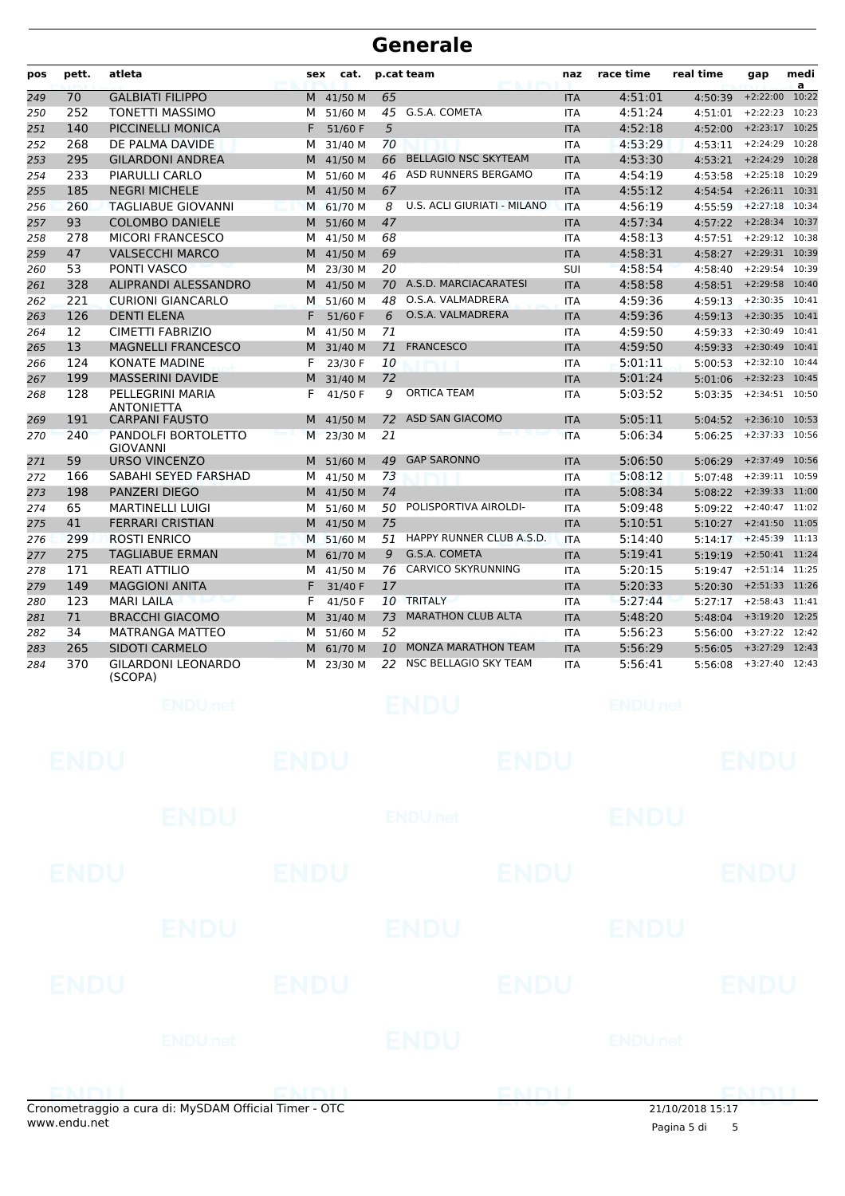# Generale

| pos | pett. | atleta | sex | cat. | p.cat | team | naz | race time | real time | gap | media |
|---|---|---|---|---|---|---|---|---|---|---|---|
| 249 | 70 | GALBIATI FILIPPO | M | 41/50 M | 65 | | ITA | 4:51:01 | 4:50:39 | +2:22:00 | 10:22 |
| 250 | 252 | TONETTI MASSIMO | M | 51/60 M | 45 | G.S.A. COMETA | ITA | 4:51:24 | 4:51:01 | +2:22:23 | 10:23 |
| 251 | 140 | PICCINELLI MONICA | F | 51/60 F | 5 | | ITA | 4:52:18 | 4:52:00 | +2:23:17 | 10:25 |
| 252 | 268 | DE PALMA DAVIDE | M | 31/40 M | 70 | | ITA | 4:53:29 | 4:53:11 | +2:24:29 | 10:28 |
| 253 | 295 | GILARDONI ANDREA | M | 41/50 M | 66 | BELLAGIO NSC SKYTEAM | ITA | 4:53:30 | 4:53:21 | +2:24:29 | 10:28 |
| 254 | 233 | PIARULLI CARLO | M | 51/60 M | 46 | ASD RUNNERS BERGAMO | ITA | 4:54:19 | 4:53:58 | +2:25:18 | 10:29 |
| 255 | 185 | NEGRI MICHELE | M | 41/50 M | 67 | | ITA | 4:55:12 | 4:54:54 | +2:26:11 | 10:31 |
| 256 | 260 | TAGLIABUE GIOVANNI | M | 61/70 M | 8 | U.S. ACLI GIURIATI - MILANO | ITA | 4:56:19 | 4:55:59 | +2:27:18 | 10:34 |
| 257 | 93 | COLOMBO DANIELE | M | 51/60 M | 47 | | ITA | 4:57:34 | 4:57:22 | +2:28:34 | 10:37 |
| 258 | 278 | MICORI FRANCESCO | M | 41/50 M | 68 | | ITA | 4:58:13 | 4:57:51 | +2:29:12 | 10:38 |
| 259 | 47 | VALSECCHI MARCO | M | 41/50 M | 69 | | ITA | 4:58:31 | 4:58:27 | +2:29:31 | 10:39 |
| 260 | 53 | PONTI VASCO | M | 23/30 M | 20 | | SUI | 4:58:54 | 4:58:40 | +2:29:54 | 10:39 |
| 261 | 328 | ALIPRANDI ALESSANDRO | M | 41/50 M | 70 | A.S.D. MARCIACARATESI | ITA | 4:58:58 | 4:58:51 | +2:29:58 | 10:40 |
| 262 | 221 | CURIONI GIANCARLO | M | 51/60 M | 48 | O.S.A. VALMADRERA | ITA | 4:59:36 | 4:59:13 | +2:30:35 | 10:41 |
| 263 | 126 | DENTI ELENA | F | 51/60 F | 6 | O.S.A. VALMADRERA | ITA | 4:59:36 | 4:59:13 | +2:30:35 | 10:41 |
| 264 | 12 | CIMETTI FABRIZIO | M | 41/50 M | 71 | | ITA | 4:59:50 | 4:59:33 | +2:30:49 | 10:41 |
| 265 | 13 | MAGNELLI FRANCESCO | M | 31/40 M | 71 | FRANCESCO | ITA | 4:59:50 | 4:59:33 | +2:30:49 | 10:41 |
| 266 | 124 | KONATE MADINE | F | 23/30 F | 10 | | ITA | 5:01:11 | 5:00:53 | +2:32:10 | 10:44 |
| 267 | 199 | MASSERINI DAVIDE | M | 31/40 M | 72 | | ITA | 5:01:24 | 5:01:06 | +2:32:23 | 10:45 |
| 268 | 128 | PELLEGRINI MARIA ANTONIETTA | F | 41/50 F | 9 | ORTICA TEAM | ITA | 5:03:52 | 5:03:35 | +2:34:51 | 10:50 |
| 269 | 191 | CARPANI FAUSTO | M | 41/50 M | 72 | ASD SAN GIACOMO | ITA | 5:05:11 | 5:04:52 | +2:36:10 | 10:53 |
| 270 | 240 | PANDOLFI BORTOLETTO GIOVANNI | M | 23/30 M | 21 | | ITA | 5:06:34 | 5:06:25 | +2:37:33 | 10:56 |
| 271 | 59 | URSO VINCENZO | M | 51/60 M | 49 | GAP SARONNO | ITA | 5:06:50 | 5:06:29 | +2:37:49 | 10:56 |
| 272 | 166 | SABAHI SEYED FARSHAD | M | 41/50 M | 73 | | ITA | 5:08:12 | 5:07:48 | +2:39:11 | 10:59 |
| 273 | 198 | PANZERI DIEGO | M | 41/50 M | 74 | | ITA | 5:08:34 | 5:08:22 | +2:39:33 | 11:00 |
| 274 | 65 | MARTINELLI LUIGI | M | 51/60 M | 50 | POLISPORTIVA AIROLDI- | ITA | 5:09:48 | 5:09:22 | +2:40:47 | 11:02 |
| 275 | 41 | FERRARI CRISTIAN | M | 41/50 M | 75 | | ITA | 5:10:51 | 5:10:27 | +2:41:50 | 11:05 |
| 276 | 299 | ROSTI ENRICO | M | 51/60 M | 51 | HAPPY RUNNER CLUB A.S.D. | ITA | 5:14:40 | 5:14:17 | +2:45:39 | 11:13 |
| 277 | 275 | TAGLIABUE ERMAN | M | 61/70 M | 9 | G.S.A. COMETA | ITA | 5:19:41 | 5:19:19 | +2:50:41 | 11:24 |
| 278 | 171 | REATI ATTILIO | M | 41/50 M | 76 | CARVICO SKYRUNNING | ITA | 5:20:15 | 5:19:47 | +2:51:14 | 11:25 |
| 279 | 149 | MAGGIONI ANITA | F | 31/40 F | 17 | | ITA | 5:20:33 | 5:20:30 | +2:51:33 | 11:26 |
| 280 | 123 | MARI LAILA | F | 41/50 F | 10 | TRITALY | ITA | 5:27:44 | 5:27:17 | +2:58:43 | 11:41 |
| 281 | 71 | BRACCHI GIACOMO | M | 31/40 M | 73 | MARATHON CLUB ALTA | ITA | 5:48:20 | 5:48:04 | +3:19:20 | 12:25 |
| 282 | 34 | MATRANGA MATTEO | M | 51/60 M | 52 | | ITA | 5:56:23 | 5:56:00 | +3:27:22 | 12:42 |
| 283 | 265 | SIDOTI CARMELO | M | 61/70 M | 10 | MONZA MARATHON TEAM | ITA | 5:56:29 | 5:56:05 | +3:27:29 | 12:43 |
| 284 | 370 | GILARDONI LEONARDO (SCOPA) | M | 23/30 M | 22 | NSC BELLAGIO SKY TEAM | ITA | 5:56:41 | 5:56:08 | +3:27:40 | 12:43 |

Cronometraggio a cura di: MySDAM Official Timer - OTC
www.endu.net

21/10/2018 15:17